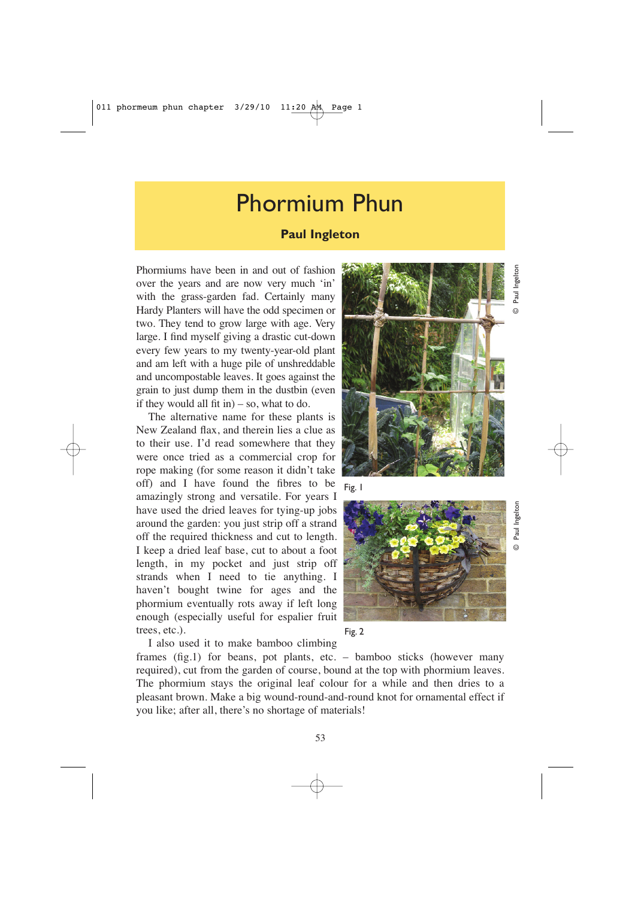# Phormium Phun

**Paul Ingleton**

Phormiums have been in and out of fashion over the years and are now very much 'in' with the grass-garden fad. Certainly many Hardy Planters will have the odd specimen or two. They tend to grow large with age. Very large. I find myself giving a drastic cut-down every few years to my twenty-year-old plant and am left with a huge pile of unshreddable and uncompostable leaves. It goes against the grain to just dump them in the dustbin (even if they would all fit in) – so, what to do.

The alternative name for these plants is New Zealand flax, and therein lies a clue as to their use. I'd read somewhere that they were once tried as a commercial crop for rope making (for some reason it didn't take off) and I have found the fibres to be amazingly strong and versatile. For years I have used the dried leaves for tying-up jobs around the garden: you just strip off a strand off the required thickness and cut to length. I keep a dried leaf base, cut to about a foot length, in my pocket and just strip off strands when I need to tie anything. I haven't bought twine for ages and the phormium eventually rots away if left long enough (especially useful for espalier fruit trees, etc.).

Fig. 1

© Paul Ingelton

Fig. 2

© Paul Ingelton

I also used it to make bamboo climbing frames (fig.1) for beans, pot plants, etc. – bamboo sticks (however many required), cut from the garden of course, bound at the top with phormium leaves. The phormium stays the original leaf colour for a while and then dries to a pleasant brown. Make a big wound-round-and-round knot for ornamental effect if you like; after all, there's no shortage of materials!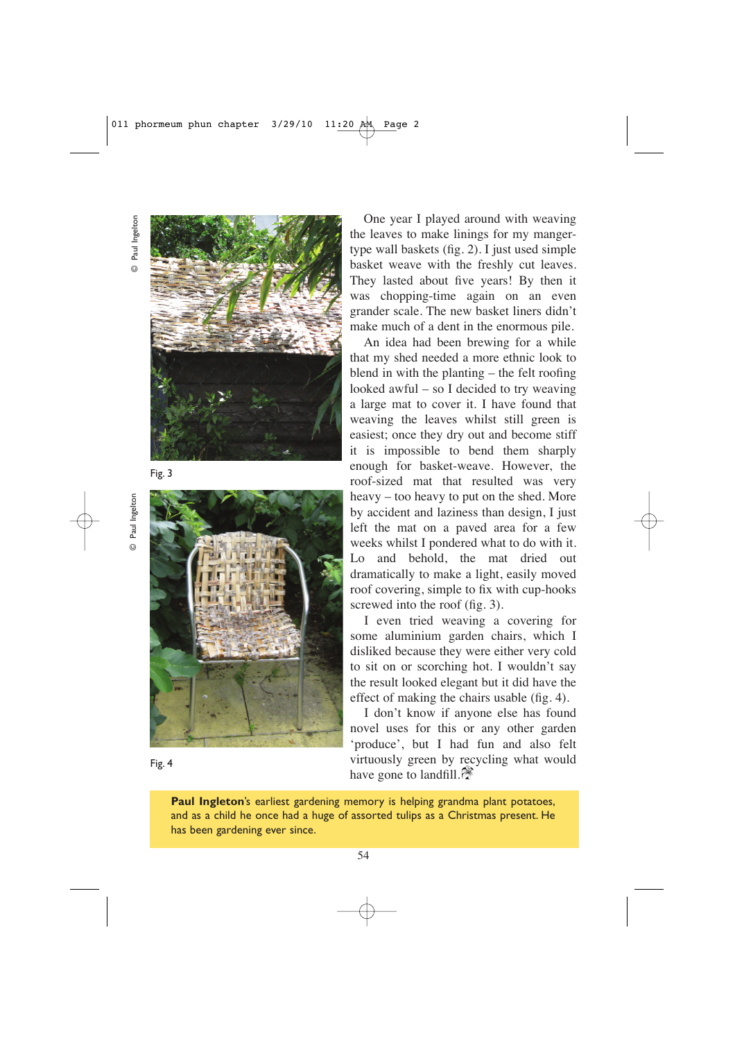© Paul Ingleton

Fig. 3

© Paul Ingelton

Fig. 4

One year I played around with weaving the leaves to make linings for my manger-type wall baskets (fig. 2). I just used simple basket weave with the freshly cut leaves. They lasted about five years! By then it was chopping-time again on an even grander scale. The new basket liners didn't make much of a dent in the enormous pile.

An idea had been brewing for a while that my shed needed a more ethnic look to blend in with the planting – the felt roofing looked awful – so I decided to try weaving a large mat to cover it. I have found that weaving the leaves whilst still green is easiest; once they dry out and become stiff it is impossible to bend them sharply enough for basket-weave. However, the roof-sized mat that resulted was very heavy – too heavy to put on the shed. More by accident and laziness than design, I just left the mat on a paved area for a few weeks whilst I pondered what to do with it. Lo and behold, the mat dried out dramatically to make a light, easily moved roof covering, simple to fix with cup-hooks screwed into the roof (fig. 3).

I even tried weaving a covering for some aluminium garden chairs, which I disliked because they were either very cold to sit on or scorching hot. I wouldn't say the result looked elegant but it did have the effect of making the chairs usable (fig. 4).

I don't know if anyone else has found novel uses for this or any other garden 'produce', but I had fun and also felt virtuously green by recycling what would have gone to landfill.

**Paul Ingleton**'s earliest gardening memory is helping grandma plant potatoes, and as a child he once had a huge of assorted tulips as a Christmas present. He has been gardening ever since.